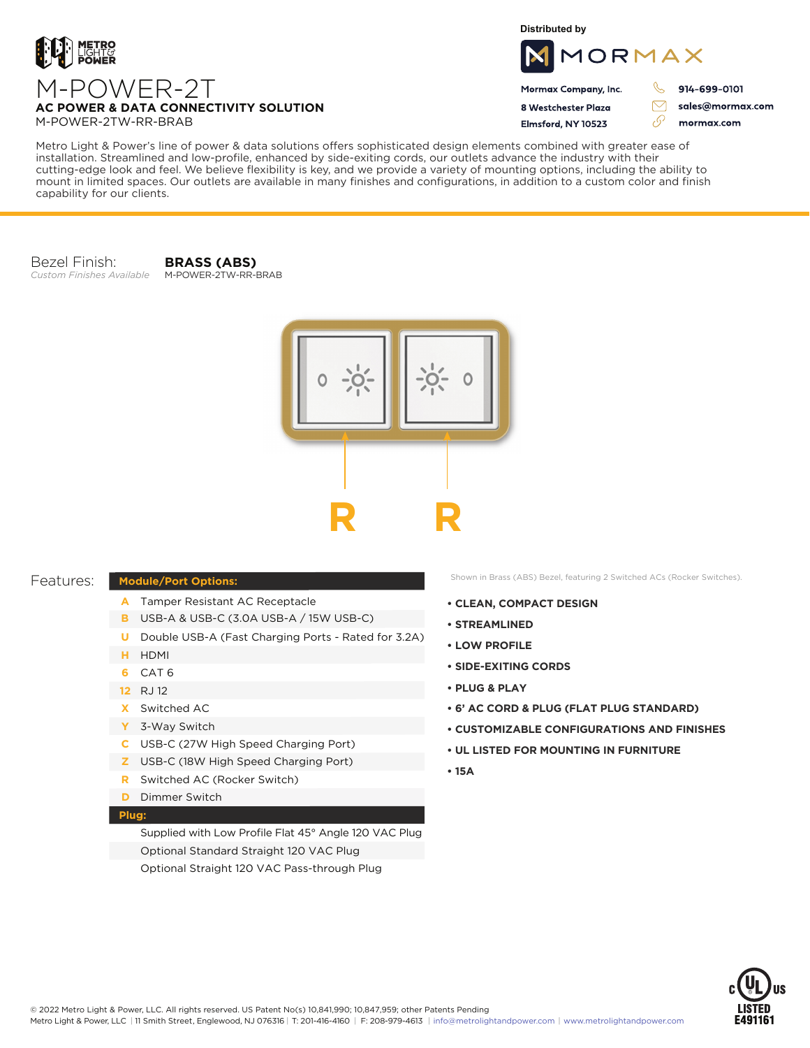METRO LIGHT & POWER

# M-POWER-2T

**AC POWER & DATA CONNECTIVITY SOLUTION**

M-POWER-2TW-RR-BRAB

Distributed by

MORMAX

**Mormax Company, Inc.**
**8 Westchester Plaza**
**Elmsford, NY 10523**

**914-699-0101**
**sales@mormax.com**
**mormax.com**

Metro Light & Power's line of power & data solutions offers sophisticated design elements combined with greater ease of installation. Streamlined and low-profile, enhanced by side-exiting cords, our outlets advance the industry with their cutting-edge look and feel. We believe flexibility is key, and we provide a variety of mounting options, including the ability to mount in limited spaces. Our outlets are available in many finishes and configurations, in addition to a custom color and finish capability for our clients.

Bezel Finish: **BRASS (ABS)**
*Custom Finishes Available* M-POWER-2TW-RR-BRAB

R R

Shown in Brass (ABS) Bezel, featuring 2 Switched ACs (Rocker Switches).

## Features:

| Module/Port Options: | |
|---|---|
| A | Tamper Resistant AC Receptacle |
| B | USB-A & USB-C (3.0A USB-A / 15W USB-C) |
| U | Double USB-A (Fast Charging Ports - Rated for 3.2A) |
| H | HDMI |
| 6 | CAT 6 |
| 12 | RJ 12 |
| X | Switched AC |
| Y | 3-Way Switch |
| C | USB-C (27W High Speed Charging Port) |
| Z | USB-C (18W High Speed Charging Port) |
| R | Switched AC (Rocker Switch) |
| D | Dimmer Switch |
| **Plug:** | |
| | Supplied with Low Profile Flat 45° Angle 120 VAC Plug |
| | Optional Standard Straight 120 VAC Plug |
| | Optional Straight 120 VAC Pass-through Plug |

- **CLEAN, COMPACT DESIGN**
- **STREAMLINED**
- **LOW PROFILE**
- **SIDE-EXITING CORDS**
- **PLUG & PLAY**
- **6' AC CORD & PLUG (FLAT PLUG STANDARD)**
- **CUSTOMIZABLE CONFIGURATIONS AND FINISHES**
- **UL LISTED FOR MOUNTING IN FURNITURE**
- **15A**

© 2022 Metro Light & Power, LLC. All rights reserved. US Patent No(s) 10,841,990; 10,847,959; other Patents Pending
Metro Light & Power, LLC | 11 Smith Street, Englewood, NJ 076316 | T: 201-416-4160 | F: 208-979-4613 | info@metrolightandpower.com | www.metrolightandpower.com

c UL US LISTED E491161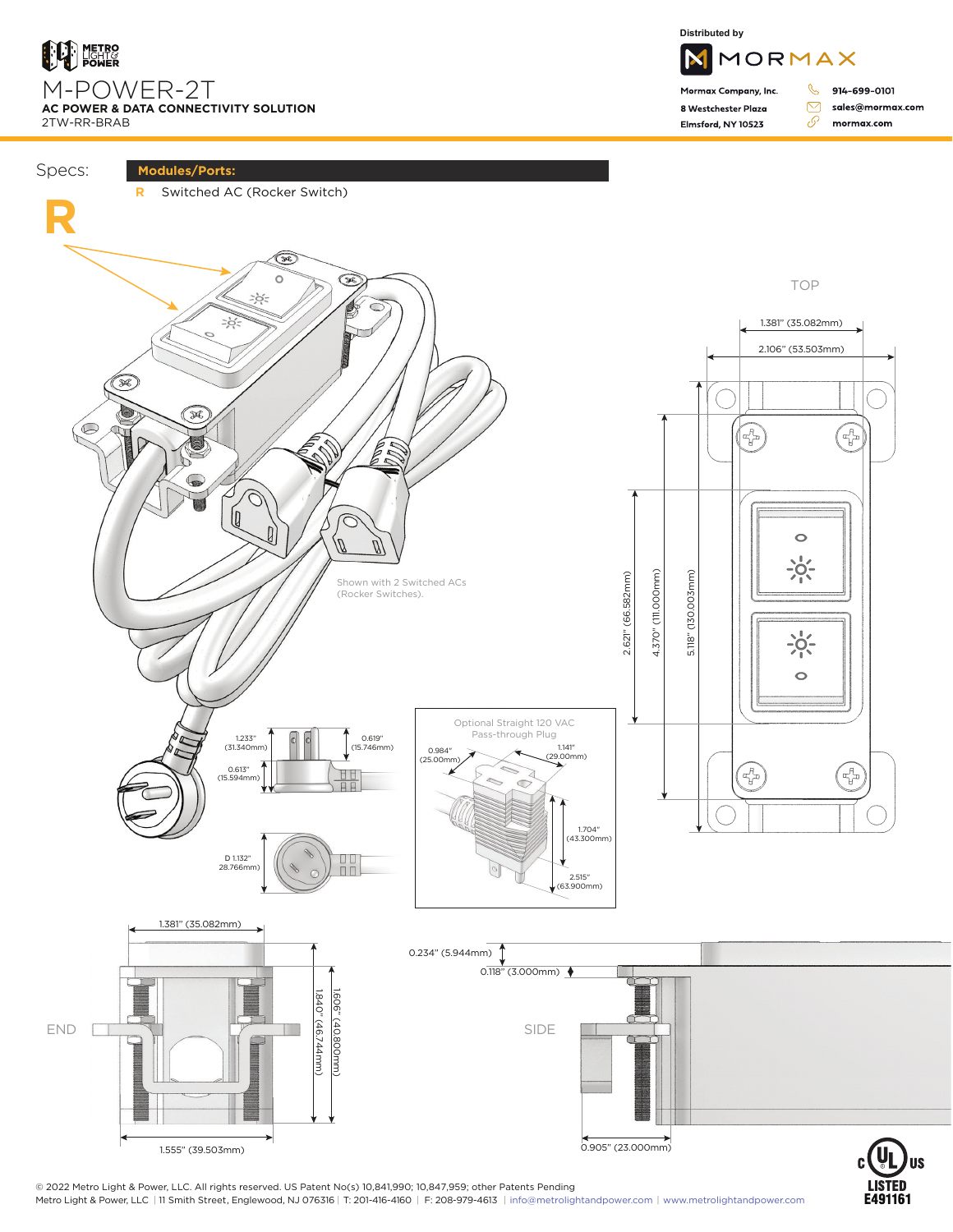# M-POWER-2T

**AC POWER & DATA CONNECTIVITY SOLUTION**

2TW-RR-BRAB

Distributed by

MORMAX

Mormax Company, Inc.
8 Westchester Plaza
Elmsford, NY 10523

914-699-0101
sales@mormax.com
mormax.com

Specs:

**Modules/Ports:**

R Switched AC (Rocker Switch)

R

Shown with 2 Switched ACs (Rocker Switches).

1.233" (31.340mm)
0.619" (15.746mm)
0.613" (15.594mm)
D 1.132" 28.766mm)

Optional Straight 120 VAC Pass-through Plug

0.984" (25.00mm)
1.141" (29.00mm)
1.704" (43.300mm)
2.515" (63.900mm)

TOP

1.381" (35.082mm)
2.106" (53.503mm)
2.621" (66.582mm)
4.370" (111.000mm)
5.118" (130.003mm)

END

1.381" (35.082mm)
1.840" (46.744mm)
1.606" (40.800mm)
1.555" (39.503mm)

SIDE

0.234" (5.944mm)
0.118" (3.000mm)
0.905" (23.000mm)

© 2022 Metro Light & Power, LLC. All rights reserved. US Patent No(s) 10,841,990; 10,847,959; other Patents Pending

Metro Light & Power, LLC | 11 Smith Street, Englewood, NJ 076316 | T: 201-416-4160 | F: 208-979-4613 | info@metrolightandpower.com | www.metrolightandpower.com

c UL US LISTED E491161